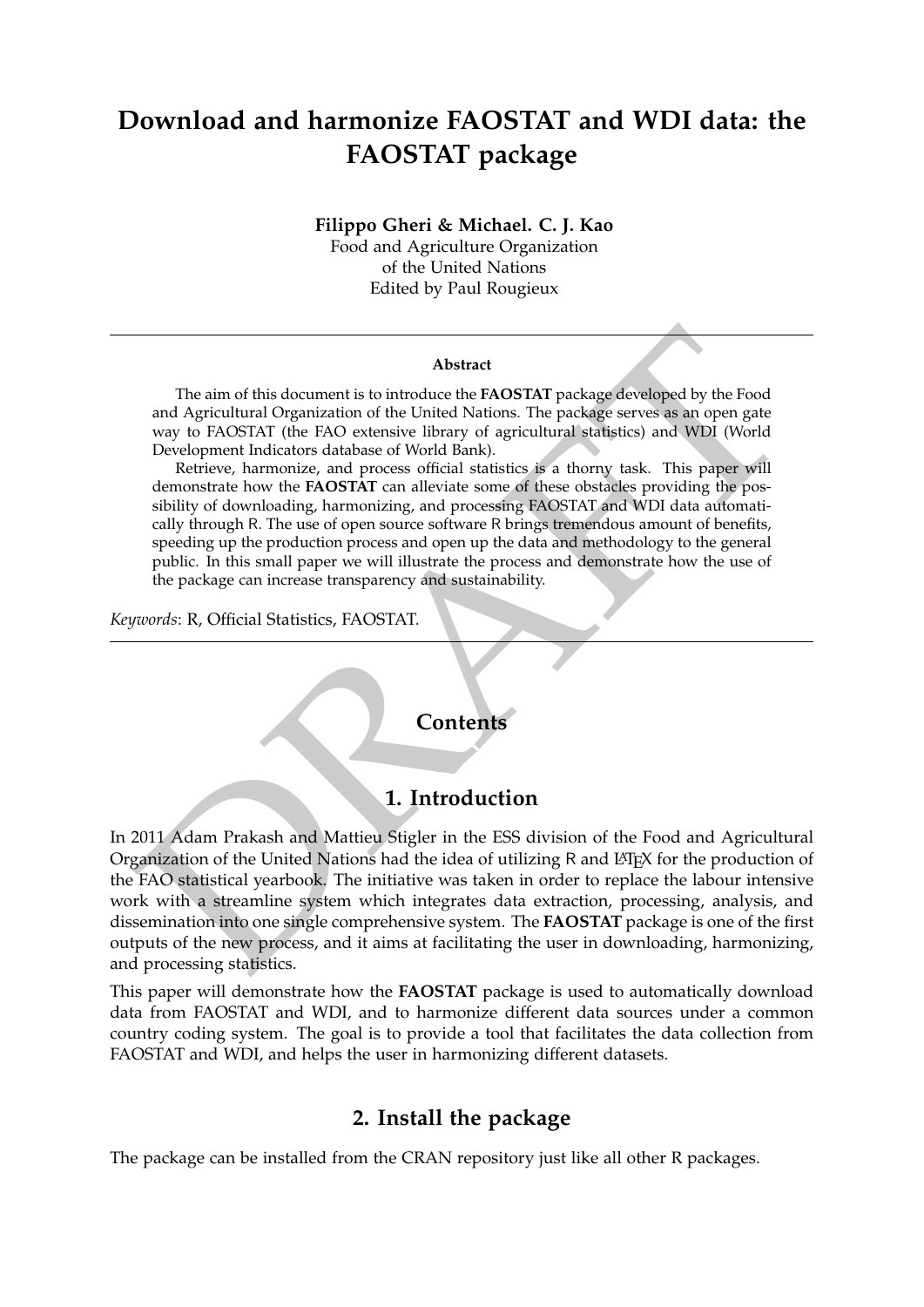# Download and harmonize FAOSTAT and WDI data: the FAOSTAT package

**Filippo Gheri & Michael. C. J. Kao**
Food and Agriculture Organization
of the United Nations
Edited by Paul Rougieux

---

**Abstract**

The aim of this document is to introduce the **FAOSTAT** package developed by the Food and Agricultural Organization of the United Nations. The package serves as an open gate way to FAOSTAT (the FAO extensive library of agricultural statistics) and WDI (World Development Indicators database of World Bank).

Retrieve, harmonize, and process official statistics is a thorny task. This paper will demonstrate how the **FAOSTAT** can alleviate some of these obstacles providing the possibility of downloading, harmonizing, and processing FAOSTAT and WDI data automatically through R. The use of open source software R brings tremendous amount of benefits, speeding up the production process and open up the data and methodology to the general public. In this small paper we will illustrate the process and demonstrate how the use of the package can increase transparency and sustainability.

*Keywords*: R, Official Statistics, FAOSTAT.

---

## Contents

## 1. Introduction

In 2011 Adam Prakash and Mattieu Stigler in the ESS division of the Food and Agricultural Organization of the United Nations had the idea of utilizing R and LaTeX for the production of the FAO statistical yearbook. The initiative was taken in order to replace the labour intensive work with a streamline system which integrates data extraction, processing, analysis, and dissemination into one single comprehensive system. The **FAOSTAT** package is one of the first outputs of the new process, and it aims at facilitating the user in downloading, harmonizing, and processing statistics.

This paper will demonstrate how the **FAOSTAT** package is used to automatically download data from FAOSTAT and WDI, and to harmonize different data sources under a common country coding system. The goal is to provide a tool that facilitates the data collection from FAOSTAT and WDI, and helps the user in harmonizing different datasets.

## 2. Install the package

The package can be installed from the CRAN repository just like all other R packages.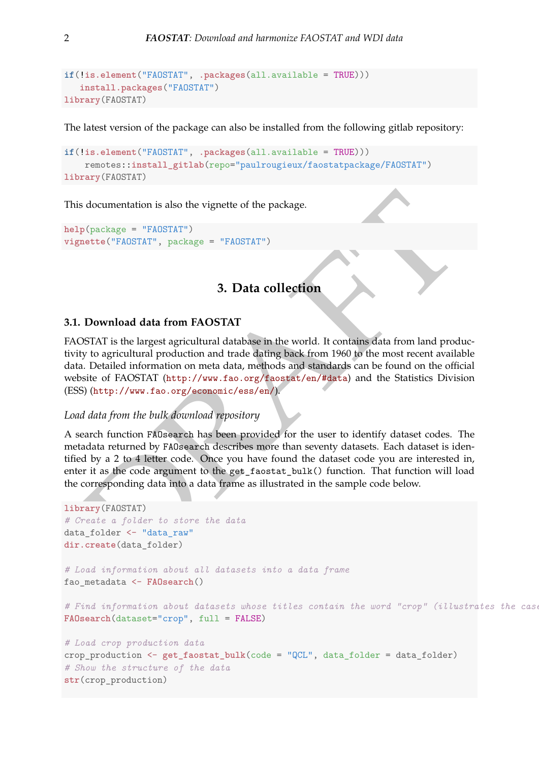```
if(!is.element("FAOSTAT", .packages(all.available = TRUE)))
   install.packages("FAOSTAT")
library(FAOSTAT)
```

The latest version of the package can also be installed from the following gitlab repository:

```
if(!is.element("FAOSTAT", .packages(all.available = TRUE)))
    remotes::install_gitlab(repo="paulrougieux/faostatpackage/FAOSTAT")
library(FAOSTAT)
```

This documentation is also the vignette of the package.

```
help(package = "FAOSTAT")
vignette("FAOSTAT", package = "FAOSTAT")
```

## 3. Data collection

### 3.1. Download data from FAOSTAT

FAOSTAT is the largest agricultural database in the world. It contains data from land productivity to agricultural production and trade dating back from 1960 to the most recent available data. Detailed information on meta data, methods and standards can be found on the official website of FAOSTAT (http://www.fao.org/faostat/en/#data) and the Statistics Division (ESS) (http://www.fao.org/economic/ess/en/).

*Load data from the bulk download repository*

A search function `FAOsearch` has been provided for the user to identify dataset codes. The metadata returned by `FAOsearch` describes more than seventy datasets. Each dataset is identified by a 2 to 4 letter code. Once you have found the dataset code you are interested in, enter it as the code argument to the `get_faostat_bulk()` function. That function will load the corresponding data into a data frame as illustrated in the sample code below.

```
library(FAOSTAT)
# Create a folder to store the data
data_folder <- "data_raw"
dir.create(data_folder)

# Load information about all datasets into a data frame
fao_metadata <- FAOsearch()

# Find information about datasets whose titles contain the word "crop" (illustrates the case
FAOsearch(dataset="crop", full = FALSE)

# Load crop production data
crop_production <- get_faostat_bulk(code = "QCL", data_folder = data_folder)
# Show the structure of the data
str(crop_production)
```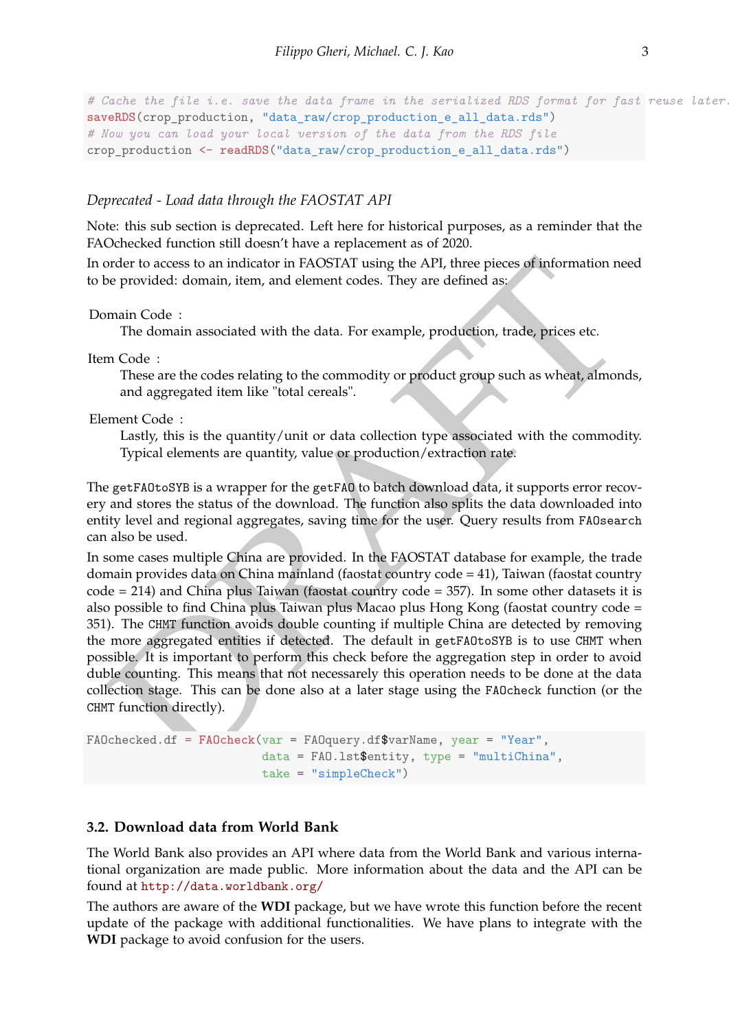```r
# Cache the file i.e. save the data frame in the serialized RDS format for fast reuse later.
saveRDS(crop_production, "data_raw/crop_production_e_all_data.rds")
# Now you can load your local version of the data from the RDS file
crop_production <- readRDS("data_raw/crop_production_e_all_data.rds")
```

*Deprecated - Load data through the FAOSTAT API*

Note: this sub section is deprecated. Left here for historical purposes, as a reminder that the FAOchecked function still doesn't have a replacement as of 2020.

In order to access to an indicator in FAOSTAT using the API, three pieces of information need to be provided: domain, item, and element codes. They are defined as:

Domain Code :
: The domain associated with the data. For example, production, trade, prices etc.

Item Code :
: These are the codes relating to the commodity or product group such as wheat, almonds, and aggregated item like "total cereals".

Element Code :
: Lastly, this is the quantity/unit or data collection type associated with the commodity. Typical elements are quantity, value or production/extraction rate.

The `getFAOtoSYB` is a wrapper for the `getFAO` to batch download data, it supports error recovery and stores the status of the download. The function also splits the data downloaded into entity level and regional aggregates, saving time for the user. Query results from `FAOsearch` can also be used.

In some cases multiple China are provided. In the FAOSTAT database for example, the trade domain provides data on China mainland (faostat country code = 41), Taiwan (faostat country code = 214) and China plus Taiwan (faostat country code = 357). In some other datasets it is also possible to find China plus Taiwan plus Macao plus Hong Kong (faostat country code = 351). The `CHMT` function avoids double counting if multiple China are detected by removing the more aggregated entities if detected. The default in `getFAOtoSYB` is to use `CHMT` when possible. It is important to perform this check before the aggregation step in order to avoid duble counting. This means that not necessarely this operation needs to be done at the data collection stage. This can be done also at a later stage using the `FAOcheck` function (or the `CHMT` function directly).

```r
FAOchecked.df = FAOcheck(var = FAOquery.df$varName, year = "Year",
                         data = FAO.lst$entity, type = "multiChina",
                         take = "simpleCheck")
```

### 3.2. Download data from World Bank

The World Bank also provides an API where data from the World Bank and various international organization are made public. More information about the data and the API can be found at http://data.worldbank.org/

The authors are aware of the **WDI** package, but we have wrote this function before the recent update of the package with additional functionalities. We have plans to integrate with the **WDI** package to avoid confusion for the users.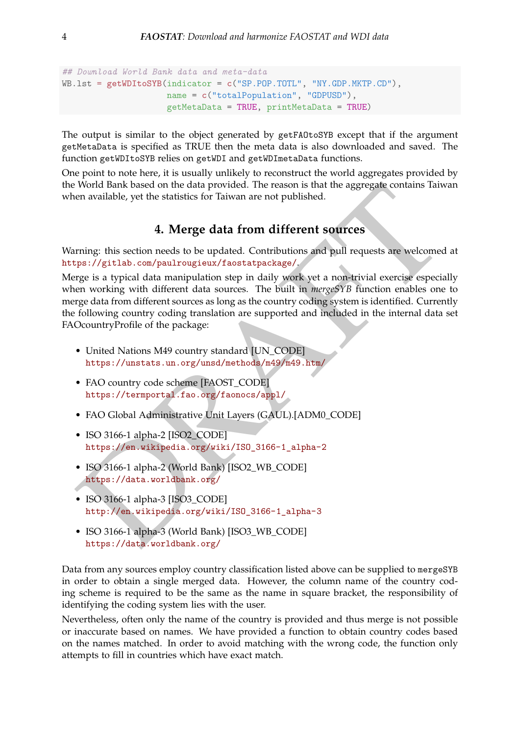```
## Download World Bank data and meta-data
WB.lst = getWDItoSYB(indicator = c("SP.POP.TOTL", "NY.GDP.MKTP.CD"),
                     name = c("totalPopulation", "GDPUSD"),
                     getMetaData = TRUE, printMetaData = TRUE)
```

The output is similar to the object generated by `getFAOtoSYB` except that if the argument `getMetaData` is specified as TRUE then the meta data is also downloaded and saved. The function `getWDItoSYB` relies on `getWDI` and `getWDImetaData` functions.

One point to note here, it is usually unlikely to reconstruct the world aggregates provided by the World Bank based on the data provided. The reason is that the aggregate contains Taiwan when available, yet the statistics for Taiwan are not published.

## 4. Merge data from different sources

Warning: this section needs to be updated. Contributions and pull requests are welcomed at https://gitlab.com/paulrougieux/faostatpackage/.

Merge is a typical data manipulation step in daily work yet a non-trivial exercise especially when working with different data sources. The built in *mergeSYB* function enables one to merge data from different sources as long as the country coding system is identified. Currently the following country coding translation are supported and included in the internal data set FAOcountryProfile of the package:

- United Nations M49 country standard [UN_CODE]
  https://unstats.un.org/unsd/methods/m49/m49.htm/
- FAO country code scheme [FAOST_CODE]
  https://termportal.fao.org/faonocs/appl/
- FAO Global Administrative Unit Layers (GAUL).[ADM0_CODE]
- ISO 3166-1 alpha-2 [ISO2_CODE]
  https://en.wikipedia.org/wiki/ISO_3166-1_alpha-2
- ISO 3166-1 alpha-2 (World Bank) [ISO2_WB_CODE]
  https://data.worldbank.org/
- ISO 3166-1 alpha-3 [ISO3_CODE]
  http://en.wikipedia.org/wiki/ISO_3166-1_alpha-3
- ISO 3166-1 alpha-3 (World Bank) [ISO3_WB_CODE]
  https://data.worldbank.org/

Data from any sources employ country classification listed above can be supplied to `mergeSYB` in order to obtain a single merged data. However, the column name of the country coding scheme is required to be the same as the name in square bracket, the responsibility of identifying the coding system lies with the user.

Nevertheless, often only the name of the country is provided and thus merge is not possible or inaccurate based on names. We have provided a function to obtain country codes based on the names matched. In order to avoid matching with the wrong code, the function only attempts to fill in countries which have exact match.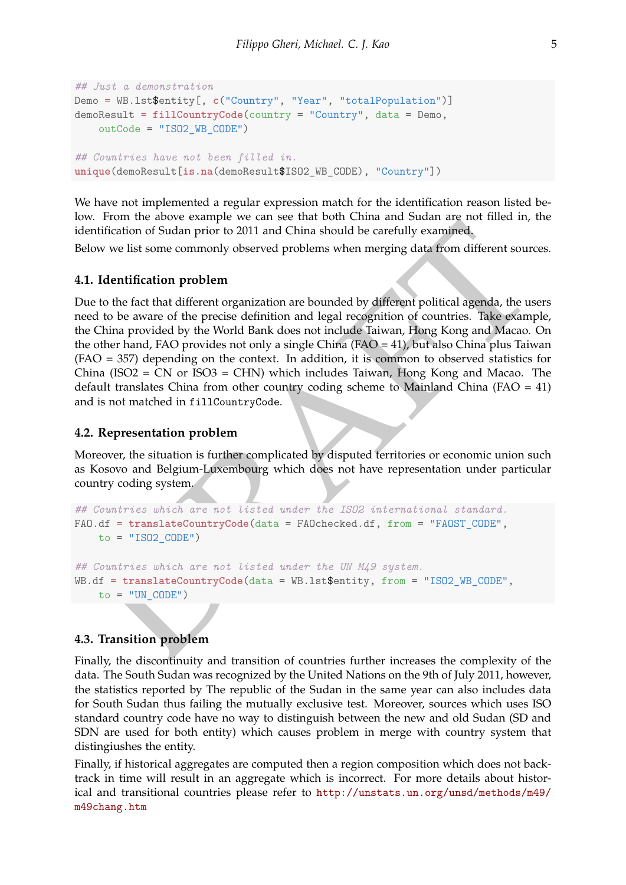```r
## Just a demonstration
Demo = WB.lst$entity[, c("Country", "Year", "totalPopulation")]
demoResult = fillCountryCode(country = "Country", data = Demo,
    outCode = "ISO2_WB_CODE")

## Countries have not been filled in.
unique(demoResult[is.na(demoResult$ISO2_WB_CODE), "Country"])
```

We have not implemented a regular expression match for the identification reason listed below. From the above example we can see that both China and Sudan are not filled in, the identification of Sudan prior to 2011 and China should be carefully examined.

Below we list some commonly observed problems when merging data from different sources.

### 4.1. Identification problem

Due to the fact that different organization are bounded by different political agenda, the users need to be aware of the precise definition and legal recognition of countries. Take example, the China provided by the World Bank does not include Taiwan, Hong Kong and Macao. On the other hand, FAO provides not only a single China (FAO = 41), but also China plus Taiwan (FAO = 357) depending on the context. In addition, it is common to observed statistics for China (ISO2 = CN or ISO3 = CHN) which includes Taiwan, Hong Kong and Macao. The default translates China from other country coding scheme to Mainland China (FAO = 41) and is not matched in `fillCountryCode`.

### 4.2. Representation problem

Moreover, the situation is further complicated by disputed territories or economic union such as Kosovo and Belgium-Luxembourg which does not have representation under particular country coding system.

```r
## Countries which are not listed under the ISO2 international standard.
FAO.df = translateCountryCode(data = FAOchecked.df, from = "FAOST_CODE",
    to = "ISO2_CODE")

## Countries which are not listed under the UN M49 system.
WB.df = translateCountryCode(data = WB.lst$entity, from = "ISO2_WB_CODE",
    to = "UN_CODE")
```

### 4.3. Transition problem

Finally, the discontinuity and transition of countries further increases the complexity of the data. The South Sudan was recognized by the United Nations on the 9th of July 2011, however, the statistics reported by The republic of the Sudan in the same year can also includes data for South Sudan thus failing the mutually exclusive test. Moreover, sources which uses ISO standard country code have no way to distinguish between the new and old Sudan (SD and SDN are used for both entity) which causes problem in merge with country system that distingiushes the entity.

Finally, if historical aggregates are computed then a region composition which does not backtrack in time will result in an aggregate which is incorrect. For more details about historical and transitional countries please refer to http://unstats.un.org/unsd/methods/m49/m49chang.htm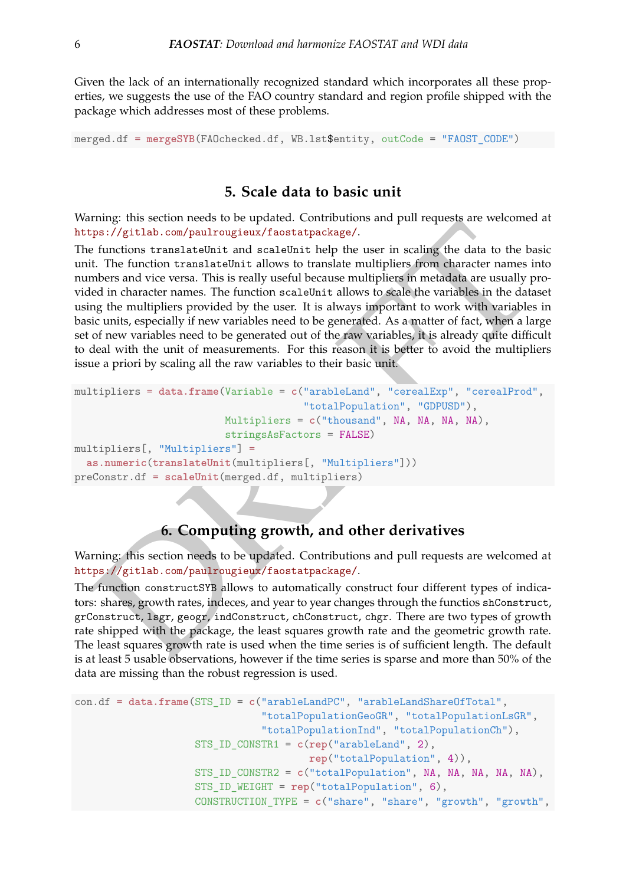Given the lack of an internationally recognized standard which incorporates all these properties, we suggests the use of the FAO country standard and region profile shipped with the package which addresses most of these problems.

```
merged.df = mergeSYB(FAOchecked.df, WB.lst$entity, outCode = "FAOST_CODE")
```

## 5. Scale data to basic unit

Warning: this section needs to be updated. Contributions and pull requests are welcomed at https://gitlab.com/paulrougieux/faostatpackage/.

The functions translateUnit and scaleUnit help the user in scaling the data to the basic unit. The function translateUnit allows to translate multipliers from character names into numbers and vice versa. This is really useful because multipliers in metadata are usually provided in character names. The function scaleUnit allows to scale the variables in the dataset using the multipliers provided by the user. It is always important to work with variables in basic units, especially if new variables need to be generated. As a matter of fact, when a large set of new variables need to be generated out of the raw variables, it is already quite difficult to deal with the unit of measurements. For this reason it is better to avoid the multipliers issue a priori by scaling all the raw variables to their basic unit.

```
multipliers = data.frame(Variable = c("arableLand", "cerealExp", "cerealProd",
                                      "totalPopulation", "GDPUSD"),
                         Multipliers = c("thousand", NA, NA, NA, NA),
                         stringsAsFactors = FALSE)
multipliers[, "Multipliers"] =
  as.numeric(translateUnit(multipliers[, "Multipliers"]))
preConstr.df = scaleUnit(merged.df, multipliers)
```

## 6. Computing growth, and other derivatives

Warning: this section needs to be updated. Contributions and pull requests are welcomed at https://gitlab.com/paulrougieux/faostatpackage/.

The function constructSYB allows to automatically construct four different types of indicators: shares, growth rates, indeces, and year to year changes through the functios shConstruct, grConstruct, lsgr, geogr, indConstruct, chConstruct, chgr. There are two types of growth rate shipped with the package, the least squares growth rate and the geometric growth rate. The least squares growth rate is used when the time series is of sufficient length. The default is at least 5 usable observations, however if the time series is sparse and more than 50% of the data are missing than the robust regression is used.

```
con.df = data.frame(STS_ID = c("arableLandPC", "arableLandShareOfTotal",
                               "totalPopulationGeoGR", "totalPopulationLsGR",
                               "totalPopulationInd", "totalPopulationCh"),
                    STS_ID_CONSTR1 = c(rep("arableLand", 2),
                                       rep("totalPopulation", 4)),
                    STS_ID_CONSTR2 = c("totalPopulation", NA, NA, NA, NA, NA),
                    STS_ID_WEIGHT = rep("totalPopulation", 6),
                    CONSTRUCTION_TYPE = c("share", "share", "growth", "growth",
```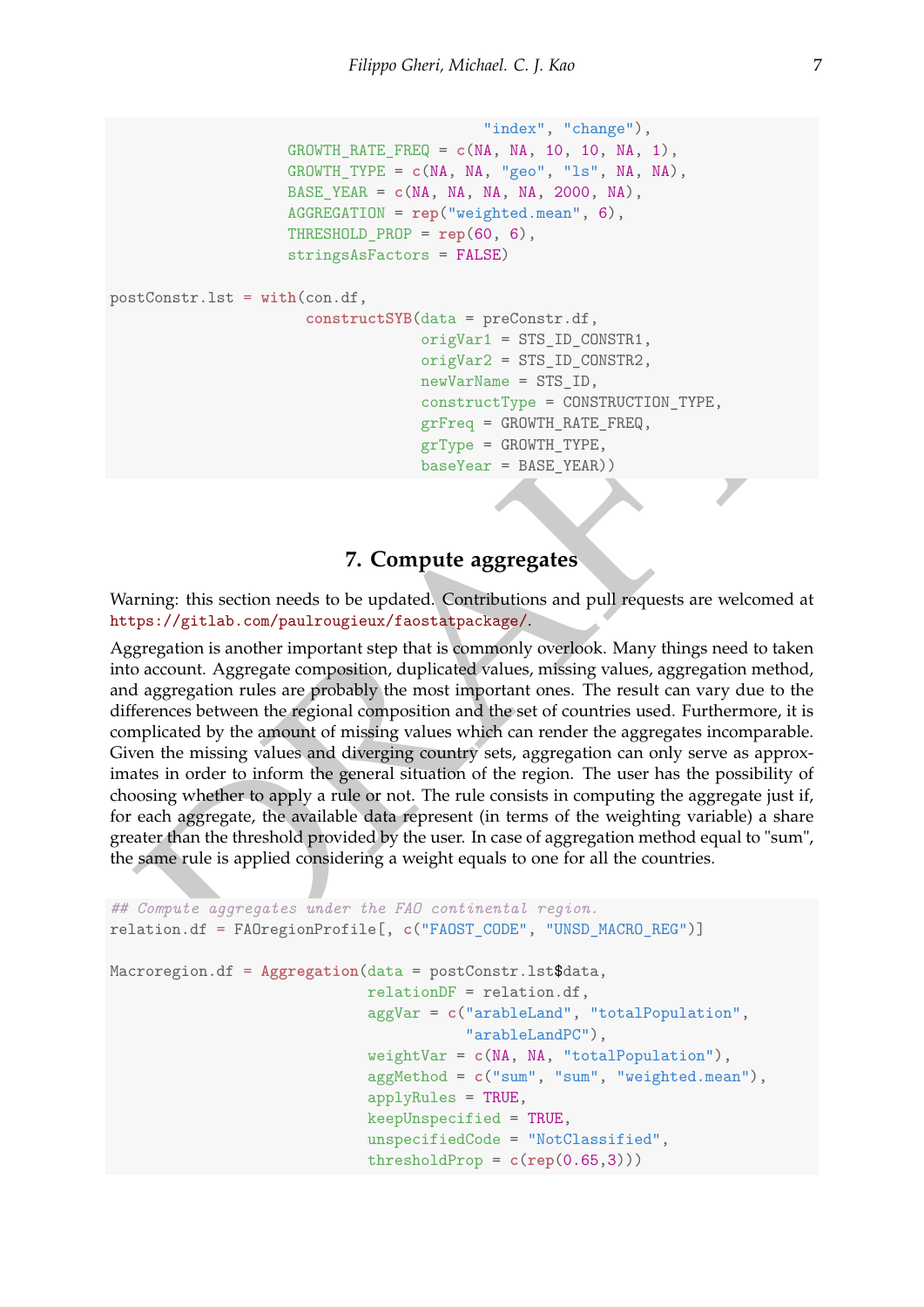```
                                        "index", "change"),
                   GROWTH_RATE_FREQ = c(NA, NA, 10, 10, NA, 1),
                   GROWTH_TYPE = c(NA, NA, "geo", "ls", NA, NA),
                   BASE_YEAR = c(NA, NA, NA, NA, 2000, NA),
                   AGGREGATION = rep("weighted.mean", 6),
                   THRESHOLD_PROP = rep(60, 6),
                   stringsAsFactors = FALSE)

postConstr.lst = with(con.df,
                     constructSYB(data = preConstr.df,
                                  origVar1 = STS_ID_CONSTR1,
                                  origVar2 = STS_ID_CONSTR2,
                                  newVarName = STS_ID,
                                  constructType = CONSTRUCTION_TYPE,
                                  grFreq = GROWTH_RATE_FREQ,
                                  grType = GROWTH_TYPE,
                                  baseYear = BASE_YEAR))
```

## 7. Compute aggregates

Warning: this section needs to be updated. Contributions and pull requests are welcomed at https://gitlab.com/paulrougieux/faostatpackage/.

Aggregation is another important step that is commonly overlook. Many things need to taken into account. Aggregate composition, duplicated values, missing values, aggregation method, and aggregation rules are probably the most important ones. The result can vary due to the differences between the regional composition and the set of countries used. Furthermore, it is complicated by the amount of missing values which can render the aggregates incomparable. Given the missing values and diverging country sets, aggregation can only serve as approximates in order to inform the general situation of the region. The user has the possibility of choosing whether to apply a rule or not. The rule consists in computing the aggregate just if, for each aggregate, the available data represent (in terms of the weighting variable) a share greater than the threshold provided by the user. In case of aggregation method equal to "sum", the same rule is applied considering a weight equals to one for all the countries.

```
## Compute aggregates under the FAO continental region.
relation.df = FAOregionProfile[, c("FAOST_CODE", "UNSD_MACRO_REG")]

Macroregion.df = Aggregation(data = postConstr.lst$data,
                             relationDF = relation.df,
                             aggVar = c("arableLand", "totalPopulation",
                                        "arableLandPC"),
                             weightVar = c(NA, NA, "totalPopulation"),
                             aggMethod = c("sum", "sum", "weighted.mean"),
                             applyRules = TRUE,
                             keepUnspecified = TRUE,
                             unspecifiedCode = "NotClassified",
                             thresholdProp = c(rep(0.65,3)))
```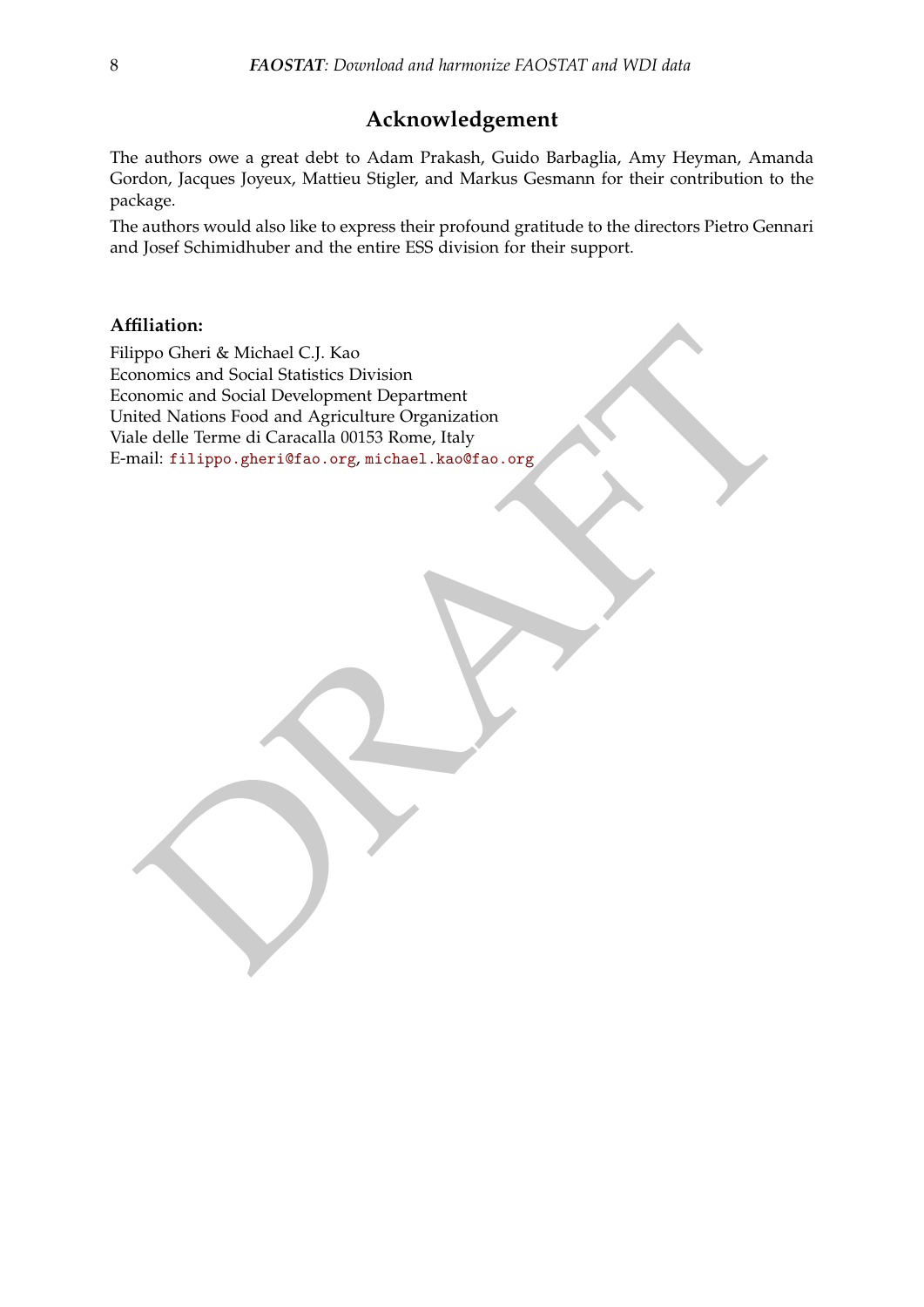## Acknowledgement

The authors owe a great debt to Adam Prakash, Guido Barbaglia, Amy Heyman, Amanda Gordon, Jacques Joyeux, Mattieu Stigler, and Markus Gesmann for their contribution to the package.

The authors would also like to express their profound gratitude to the directors Pietro Gennari and Josef Schimidhuber and the entire ESS division for their support.

**Affiliation:**

Filippo Gheri & Michael C.J. Kao
Economics and Social Statistics Division
Economic and Social Development Department
United Nations Food and Agriculture Organization
Viale delle Terme di Caracalla 00153 Rome, Italy
E-mail: filippo.gheri@fao.org, michael.kao@fao.org